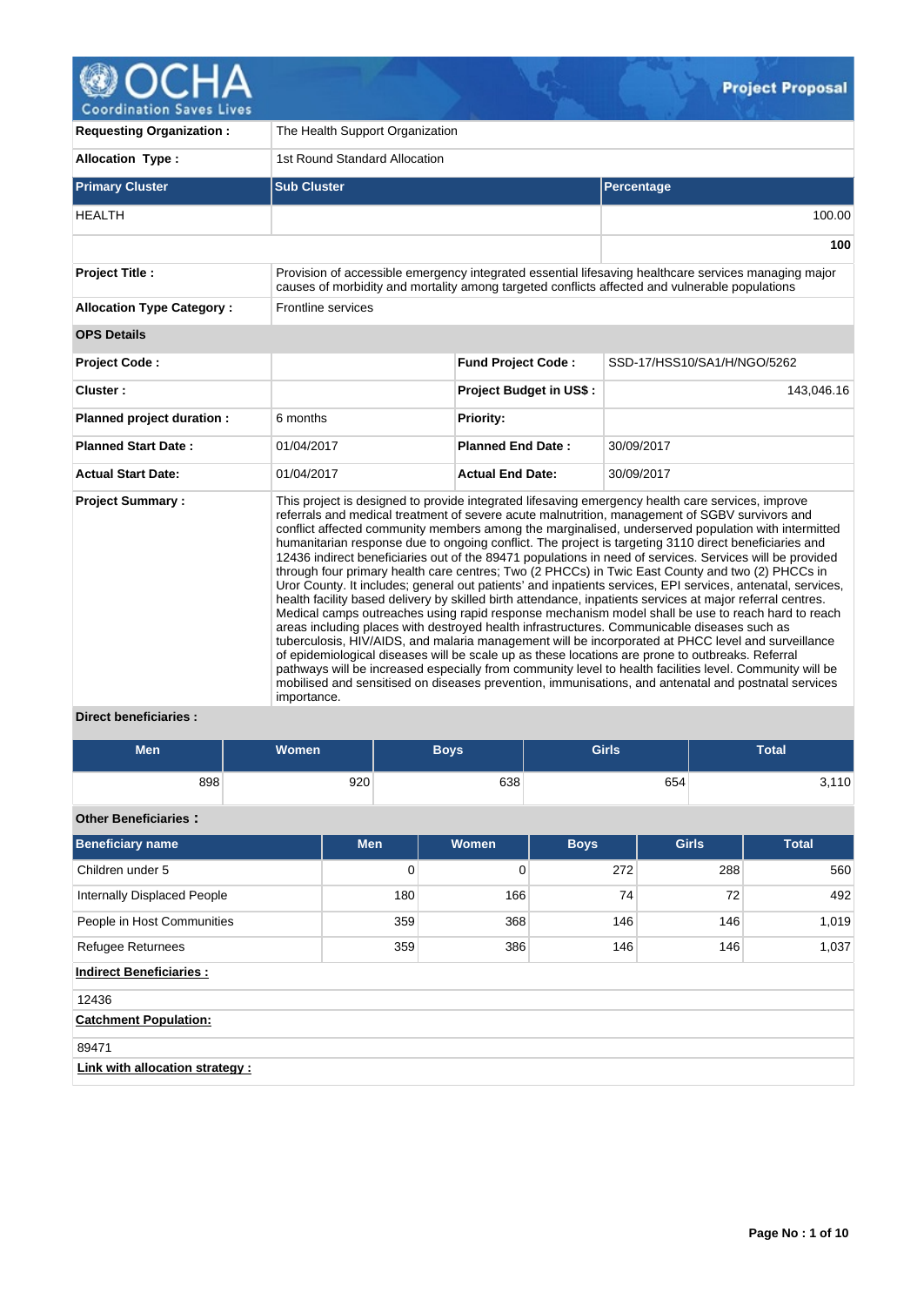# Project Proposal

| | |
|---|---|
| **Requesting Organization :** | The Health Support Organization |
| **Allocation Type :** | 1st Round Standard Allocation |

| Primary Cluster | Sub Cluster | Percentage |
|---|---|---|
| HEALTH | | 100.00 |
| | | **100** |

| | |
|---|---|
| **Project Title :** | Provision of accessible emergency integrated essential lifesaving healthcare services managing major causes of morbidity and mortality among targeted conflicts affected and vulnerable populations |
| **Allocation Type Category :** | Frontline services |

**OPS Details**

| | | | |
|---|---|---|---|
| **Project Code :** | | **Fund Project Code :** | SSD-17/HSS10/SA1/H/NGO/5262 |
| **Cluster :** | | **Project Budget in US$ :** | 143,046.16 |
| **Planned project duration :** | 6 months | **Priority:** | |
| **Planned Start Date :** | 01/04/2017 | **Planned End Date :** | 30/09/2017 |
| **Actual Start Date:** | 01/04/2017 | **Actual End Date:** | 30/09/2017 |

**Project Summary :**

This project is designed to provide integrated lifesaving emergency health care services, improve referrals and medical treatment of severe acute malnutrition, management of SGBV survivors and conflict affected community members among the marginalised, underserved population with intermitted humanitarian response due to ongoing conflict. The project is targeting 3110 direct beneficiaries and 12436 indirect beneficiaries out of the 89471 populations in need of services. Services will be provided through four primary health care centres; Two (2 PHCCs) in Twic East County and two (2) PHCCs in Uror County. It includes; general out patients' and inpatients services, EPI services, antenatal, services, health facility based delivery by skilled birth attendance, inpatients services at major referral centres. Medical camps outreaches using rapid response mechanism model shall be use to reach hard to reach areas including places with destroyed health infrastructures. Communicable diseases such as tuberculosis, HIV/AIDS, and malaria management will be incorporated at PHCC level and surveillance of epidemiological diseases will be scale up as these locations are prone to outbreaks. Referral pathways will be increased especially from community level to health facilities level. Community will be mobilised and sensitised on diseases prevention, immunisations, and antenatal and postnatal services importance.

**Direct beneficiaries :**

| Men | Women | Boys | Girls | Total |
|---|---|---|---|---|
| 898 | 920 | 638 | 654 | 3,110 |

**Other Beneficiaries :**

| Beneficiary name | Men | Women | Boys | Girls | Total |
|---|---|---|---|---|---|
| Children under 5 | 0 | 0 | 272 | 288 | 560 |
| Internally Displaced People | 180 | 166 | 74 | 72 | 492 |
| People in Host Communities | 359 | 368 | 146 | 146 | 1,019 |
| Refugee Returnees | 359 | 386 | 146 | 146 | 1,037 |

**Indirect Beneficiaries :**

12436

**Catchment Population:**

89471

**Link with allocation strategy :**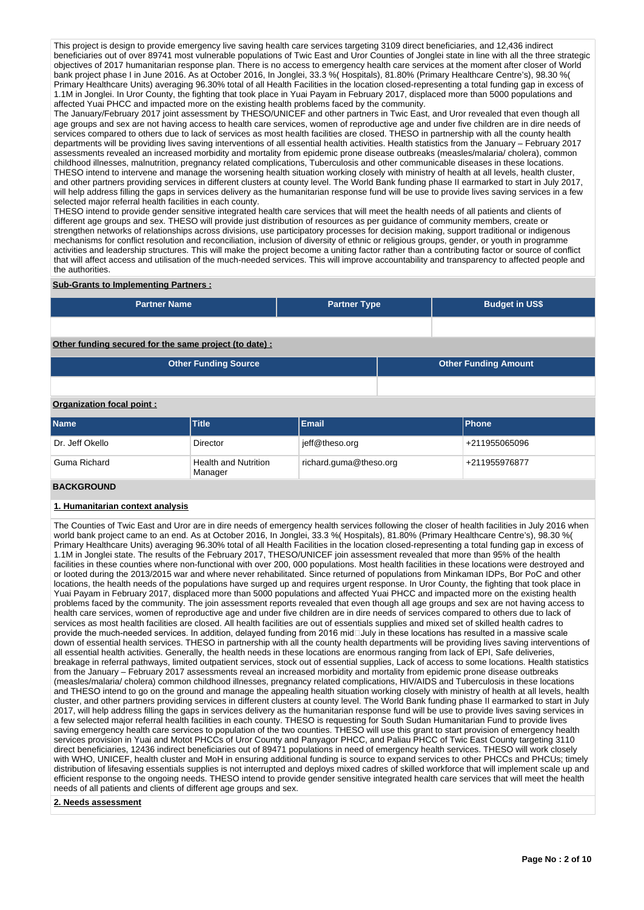This project is design to provide emergency live saving health care services targeting 3109 direct beneficiaries, and 12,436 indirect beneficiaries out of over 89741 most vulnerable populations of Twic East and Uror Counties of Jonglei state in line with all the three strategic objectives of 2017 humanitarian response plan. There is no access to emergency health care services at the moment after closer of World bank project phase I in June 2016. As at October 2016, In Jonglei, 33.3 %( Hospitals), 81.80% (Primary Healthcare Centre's), 98.30 %( Primary Healthcare Units) averaging 96.30% total of all Health Facilities in the location closed-representing a total funding gap in excess of 1.1M in Jonglei. In Uror County, the fighting that took place in Yuai Payam in February 2017, displaced more than 5000 populations and affected Yuai PHCC and impacted more on the existing health problems faced by the community.
The January/February 2017 joint assessment by THESO/UNICEF and other partners in Twic East, and Uror revealed that even though all age groups and sex are not having access to health care services, women of reproductive age and under five children are in dire needs of services compared to others due to lack of services as most health facilities are closed. THESO in partnership with all the county health departments will be providing lives saving interventions of all essential health activities. Health statistics from the January – February 2017 assessments revealed an increased morbidity and mortality from epidemic prone disease outbreaks (measles/malaria/ cholera), common childhood illnesses, malnutrition, pregnancy related complications, Tuberculosis and other communicable diseases in these locations. THESO intend to intervene and manage the worsening health situation working closely with ministry of health at all levels, health cluster, and other partners providing services in different clusters at county level. The World Bank funding phase II earmarked to start in July 2017, will help address filling the gaps in services delivery as the humanitarian response fund will be use to provide lives saving services in a few selected major referral health facilities in each county.
THESO intend to provide gender sensitive integrated health care services that will meet the health needs of all patients and clients of different age groups and sex. THESO will provide just distribution of resources as per guidance of community members, create or strengthen networks of relationships across divisions, use participatory processes for decision making, support traditional or indigenous mechanisms for conflict resolution and reconciliation, inclusion of diversity of ethnic or religious groups, gender, or youth in programme activities and leadership structures. This will make the project become a uniting factor rather than a contributing factor or source of conflict that will affect access and utilisation of the much-needed services. This will improve accountability and transparency to affected people and the authorities.

**Sub-Grants to Implementing Partners :**

| Partner Name | Partner Type | Budget in US$ |
|---|---|---|
| | | |

**Other funding secured for the same project (to date) :**

| Other Funding Source | Other Funding Amount |
|---|---|
| | |

**Organization focal point :**

| Name | Title | Email | Phone |
|---|---|---|---|
| Dr. Jeff Okello | Director | jeff@theso.org | +211955065096 |
| Guma Richard | Health and Nutrition Manager | richard.guma@theso.org | +211955976877 |

## BACKGROUND

**1. Humanitarian context analysis**

The Counties of Twic East and Uror are in dire needs of emergency health services following the closer of health facilities in July 2016 when world bank project came to an end. As at October 2016, In Jonglei, 33.3 %( Hospitals), 81.80% (Primary Healthcare Centre's), 98.30 %( Primary Healthcare Units) averaging 96.30% total of all Health Facilities in the location closed-representing a total funding gap in excess of 1.1M in Jonglei state. The results of the February 2017, THESO/UNICEF join assessment revealed that more than 95% of the health facilities in these counties where non-functional with over 200, 000 populations. Most health facilities in these locations were destroyed and or looted during the 2013/2015 war and where never rehabilitated. Since returned of populations from Minkaman IDPs, Bor PoC and other locations, the health needs of the populations have surged up and requires urgent response. In Uror County, the fighting that took place in Yuai Payam in February 2017, displaced more than 5000 populations and affected Yuai PHCC and impacted more on the existing health problems faced by the community. The join assessment reports revealed that even though all age groups and sex are not having access to health care services, women of reproductive age and under five children are in dire needs of services compared to others due to lack of services as most health facilities are closed. All health facilities are out of essentials supplies and mixed set of skilled health cadres to provide the much-needed services. In addition, delayed funding from 2016 mid July in these locations has resulted in a massive scale down of essential health services. THESO in partnership with all the county health departments will be providing lives saving interventions of all essential health activities. Generally, the health needs in these locations are enormous ranging from lack of EPI, Safe deliveries, breakage in referral pathways, limited outpatient services, stock out of essential supplies, Lack of access to some locations. Health statistics from the January – February 2017 assessments reveal an increased morbidity and mortality from epidemic prone disease outbreaks (measles/malaria/ cholera) common childhood illnesses, pregnancy related complications, HIV/AIDS and Tuberculosis in these locations and THESO intend to go on the ground and manage the appealing health situation working closely with ministry of health at all levels, health cluster, and other partners providing services in different clusters at county level. The World Bank funding phase II earmarked to start in July 2017, will help address filling the gaps in services delivery as the humanitarian response fund will be use to provide lives saving services in a few selected major referral health facilities in each county. THESO is requesting for South Sudan Humanitarian Fund to provide lives saving emergency health care services to population of the two counties. THESO will use this grant to start provision of emergency health services provision in Yuai and Motot PHCCs of Uror County and Panyagor PHCC, and Paliau PHCC of Twic East County targeting 3110 direct beneficiaries, 12436 indirect beneficiaries out of 89471 populations in need of emergency health services. THESO will work closely with WHO, UNICEF, health cluster and MoH in ensuring additional funding is source to expand services to other PHCCs and PHCUs; timely distribution of lifesaving essentials supplies is not interrupted and deploys mixed cadres of skilled workforce that will implement scale up and efficient response to the ongoing needs. THESO intend to provide gender sensitive integrated health care services that will meet the health needs of all patients and clients of different age groups and sex.

**2. Needs assessment**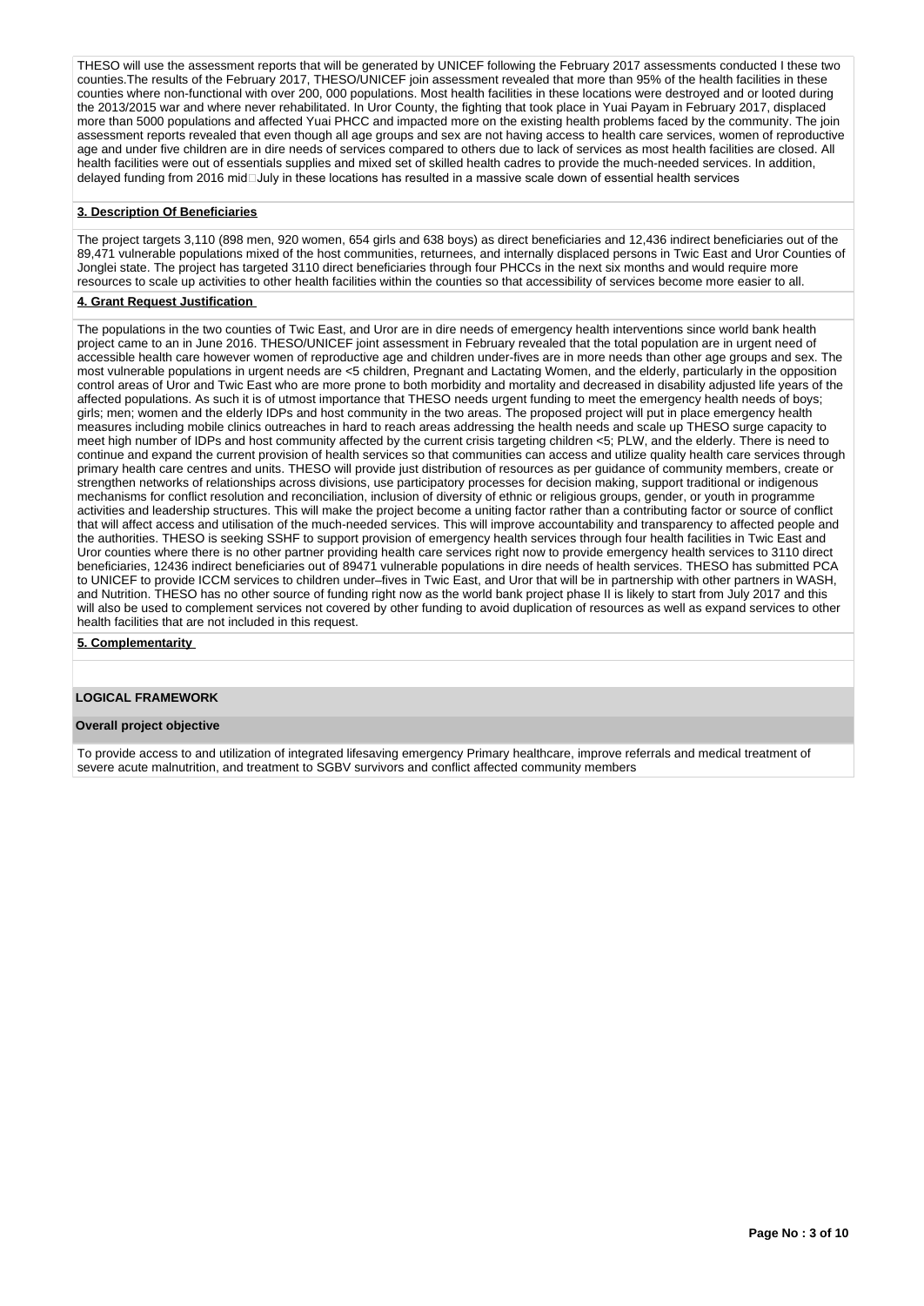THESO will use the assessment reports that will be generated by UNICEF following the February 2017 assessments conducted I these two counties.The results of the February 2017, THESO/UNICEF join assessment revealed that more than 95% of the health facilities in these counties where non-functional with over 200, 000 populations. Most health facilities in these locations were destroyed and or looted during the 2013/2015 war and where never rehabilitated. In Uror County, the fighting that took place in Yuai Payam in February 2017, displaced more than 5000 populations and affected Yuai PHCC and impacted more on the existing health problems faced by the community. The join assessment reports revealed that even though all age groups and sex are not having access to health care services, women of reproductive age and under five children are in dire needs of services compared to others due to lack of services as most health facilities are closed. All health facilities were out of essentials supplies and mixed set of skilled health cadres to provide the much-needed services. In addition, delayed funding from 2016 mid□July in these locations has resulted in a massive scale down of essential health services

**3. Description Of Beneficiaries**

The project targets 3,110 (898 men, 920 women, 654 girls and 638 boys) as direct beneficiaries and 12,436 indirect beneficiaries out of the 89,471 vulnerable populations mixed of the host communities, returnees, and internally displaced persons in Twic East and Uror Counties of Jonglei state. The project has targeted 3110 direct beneficiaries through four PHCCs in the next six months and would require more resources to scale up activities to other health facilities within the counties so that accessibility of services become more easier to all.

**4. Grant Request Justification**

The populations in the two counties of Twic East, and Uror are in dire needs of emergency health interventions since world bank health project came to an in June 2016. THESO/UNICEF joint assessment in February revealed that the total population are in urgent need of accessible health care however women of reproductive age and children under-fives are in more needs than other age groups and sex. The most vulnerable populations in urgent needs are <5 children, Pregnant and Lactating Women, and the elderly, particularly in the opposition control areas of Uror and Twic East who are more prone to both morbidity and mortality and decreased in disability adjusted life years of the affected populations. As such it is of utmost importance that THESO needs urgent funding to meet the emergency health needs of boys; girls; men; women and the elderly IDPs and host community in the two areas. The proposed project will put in place emergency health measures including mobile clinics outreaches in hard to reach areas addressing the health needs and scale up THESO surge capacity to meet high number of IDPs and host community affected by the current crisis targeting children <5; PLW, and the elderly. There is need to continue and expand the current provision of health services so that communities can access and utilize quality health care services through primary health care centres and units. THESO will provide just distribution of resources as per guidance of community members, create or strengthen networks of relationships across divisions, use participatory processes for decision making, support traditional or indigenous mechanisms for conflict resolution and reconciliation, inclusion of diversity of ethnic or religious groups, gender, or youth in programme activities and leadership structures. This will make the project become a uniting factor rather than a contributing factor or source of conflict that will affect access and utilisation of the much-needed services. This will improve accountability and transparency to affected people and the authorities. THESO is seeking SSHF to support provision of emergency health services through four health facilities in Twic East and Uror counties where there is no other partner providing health care services right now to provide emergency health services to 3110 direct beneficiaries, 12436 indirect beneficiaries out of 89471 vulnerable populations in dire needs of health services. THESO has submitted PCA to UNICEF to provide ICCM services to children under–fives in Twic East, and Uror that will be in partnership with other partners in WASH, and Nutrition. THESO has no other source of funding right now as the world bank project phase II is likely to start from July 2017 and this will also be used to complement services not covered by other funding to avoid duplication of resources as well as expand services to other health facilities that are not included in this request.

**5. Complementarity**

## LOGICAL FRAMEWORK

### Overall project objective

To provide access to and utilization of integrated lifesaving emergency Primary healthcare, improve referrals and medical treatment of severe acute malnutrition, and treatment to SGBV survivors and conflict affected community members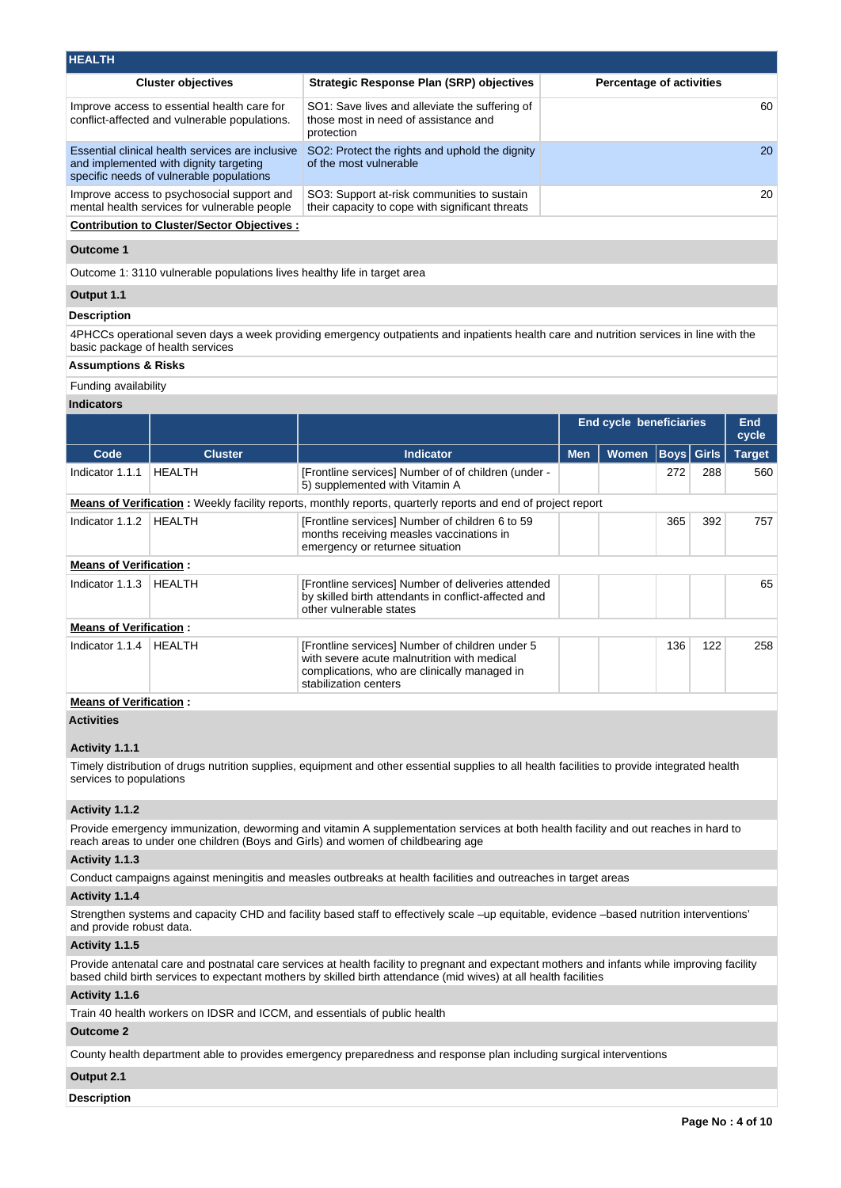## HEALTH

| Cluster objectives | Strategic Response Plan (SRP) objectives | Percentage of activities |
|---|---|---|
| Improve access to essential health care for conflict-affected and vulnerable populations. | SO1: Save lives and alleviate the suffering of those most in need of assistance and protection | 60 |
| Essential clinical health services are inclusive and implemented with dignity targeting specific needs of vulnerable populations | SO2: Protect the rights and uphold the dignity of the most vulnerable | 20 |
| Improve access to psychosocial support and mental health services for vulnerable people | SO3: Support at-risk communities to sustain their capacity to cope with significant threats | 20 |

**Contribution to Cluster/Sector Objectives :**

**Outcome 1**

Outcome 1: 3110 vulnerable populations lives healthy life in target area

**Output 1.1**

**Description**

4PHCCs operational seven days a week providing emergency outpatients and inpatients health care and nutrition services in line with the basic package of health services

**Assumptions & Risks**

Funding availability

**Indicators**

| | | | End cycle beneficiaries | | | | End cycle |
|---|---|---|---|---|---|---|---|
| Code | Cluster | Indicator | Men | Women | Boys | Girls | Target |
| Indicator 1.1.1 | HEALTH | [Frontline services] Number of of children (under - 5) supplemented with Vitamin A | | | 272 | 288 | 560 |
| **Means of Verification :** Weekly facility reports, monthly reports, quarterly reports and end of project report | | | | | | | |
| Indicator 1.1.2 | HEALTH | [Frontline services] Number of children 6 to 59 months receiving measles vaccinations in emergency or returnee situation | | | 365 | 392 | 757 |
| **Means of Verification :** | | | | | | | |
| Indicator 1.1.3 | HEALTH | [Frontline services] Number of deliveries attended by skilled birth attendants in conflict-affected and other vulnerable states | | | | | 65 |
| **Means of Verification :** | | | | | | | |
| Indicator 1.1.4 | HEALTH | [Frontline services] Number of children under 5 with severe acute malnutrition with medical complications, who are clinically managed in stabilization centers | | | 136 | 122 | 258 |
| **Means of Verification :** | | | | | | | |

**Activities**

**Activity 1.1.1**

Timely distribution of drugs nutrition supplies, equipment and other essential supplies to all health facilities to provide integrated health services to populations

**Activity 1.1.2**

Provide emergency immunization, deworming and vitamin A supplementation services at both health facility and out reaches in hard to reach areas to under one children (Boys and Girls) and women of childbearing age

**Activity 1.1.3**

Conduct campaigns against meningitis and measles outbreaks at health facilities and outreaches in target areas

**Activity 1.1.4**

Strengthen systems and capacity CHD and facility based staff to effectively scale –up equitable, evidence –based nutrition interventions' and provide robust data.

**Activity 1.1.5**

Provide antenatal care and postnatal care services at health facility to pregnant and expectant mothers and infants while improving facility based child birth services to expectant mothers by skilled birth attendance (mid wives) at all health facilities

**Activity 1.1.6**

Train 40 health workers on IDSR and ICCM, and essentials of public health

**Outcome 2**

County health department able to provides emergency preparedness and response plan including surgical interventions

**Output 2.1**

**Description**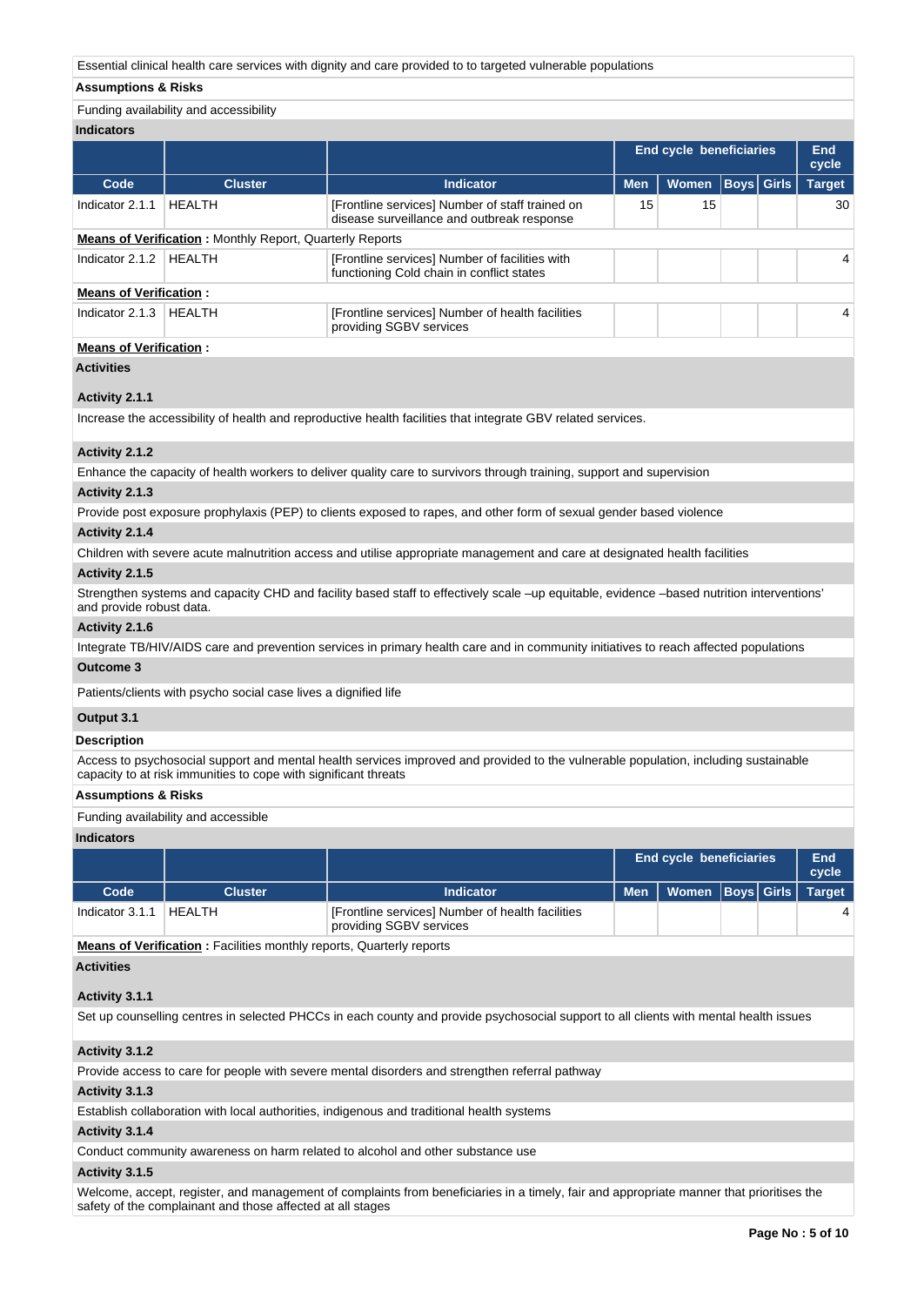Essential clinical health care services with dignity and care provided to to targeted vulnerable populations

**Assumptions & Risks**

Funding availability and accessibility

**Indicators**

| | | | End cycle beneficiaries | | | | End cycle |
|---|---|---|---|---|---|---|---|
| **Code** | **Cluster** | **Indicator** | **Men** | **Women** | **Boys** | **Girls** | **Target** |
| Indicator 2.1.1 | HEALTH | [Frontline services] Number of staff trained on disease surveillance and outbreak response | 15 | 15 | | | 30 |

**Means of Verification :** Monthly Report, Quarterly Reports

| | | | | | | | |
|---|---|---|---|---|---|---|---|
| Indicator 2.1.2 | HEALTH | [Frontline services] Number of facilities with functioning Cold chain in conflict states | | | | | 4 |

**Means of Verification :**

| | | | | | | | |
|---|---|---|---|---|---|---|---|
| Indicator 2.1.3 | HEALTH | [Frontline services] Number of health facilities providing SGBV services | | | | | 4 |

**Means of Verification :**

**Activities**

**Activity 2.1.1**

Increase the accessibility of health and reproductive health facilities that integrate GBV related services.

**Activity 2.1.2**

Enhance the capacity of health workers to deliver quality care to survivors through training, support and supervision

**Activity 2.1.3**

Provide post exposure prophylaxis (PEP) to clients exposed to rapes, and other form of sexual gender based violence

**Activity 2.1.4**

Children with severe acute malnutrition access and utilise appropriate management and care at designated health facilities

**Activity 2.1.5**

Strengthen systems and capacity CHD and facility based staff to effectively scale –up equitable, evidence –based nutrition interventions' and provide robust data.

**Activity 2.1.6**

Integrate TB/HIV/AIDS care and prevention services in primary health care and in community initiatives to reach affected populations

**Outcome 3**

Patients/clients with psycho social case lives a dignified life

**Output 3.1**

**Description**

Access to psychosocial support and mental health services improved and provided to the vulnerable population, including sustainable capacity to at risk immunities to cope with significant threats

**Assumptions & Risks**

Funding availability and accessible

**Indicators**

| | | | End cycle beneficiaries | | | | End cycle |
|---|---|---|---|---|---|---|---|
| **Code** | **Cluster** | **Indicator** | **Men** | **Women** | **Boys** | **Girls** | **Target** |
| Indicator 3.1.1 | HEALTH | [Frontline services] Number of health facilities providing SGBV services | | | | | 4 |

**Means of Verification :** Facilities monthly reports, Quarterly reports

**Activities**

**Activity 3.1.1**

Set up counselling centres in selected PHCCs in each county and provide psychosocial support to all clients with mental health issues

**Activity 3.1.2**

Provide access to care for people with severe mental disorders and strengthen referral pathway

**Activity 3.1.3**

Establish collaboration with local authorities, indigenous and traditional health systems

**Activity 3.1.4**

Conduct community awareness on harm related to alcohol and other substance use

**Activity 3.1.5**

Welcome, accept, register, and management of complaints from beneficiaries in a timely, fair and appropriate manner that prioritises the safety of the complainant and those affected at all stages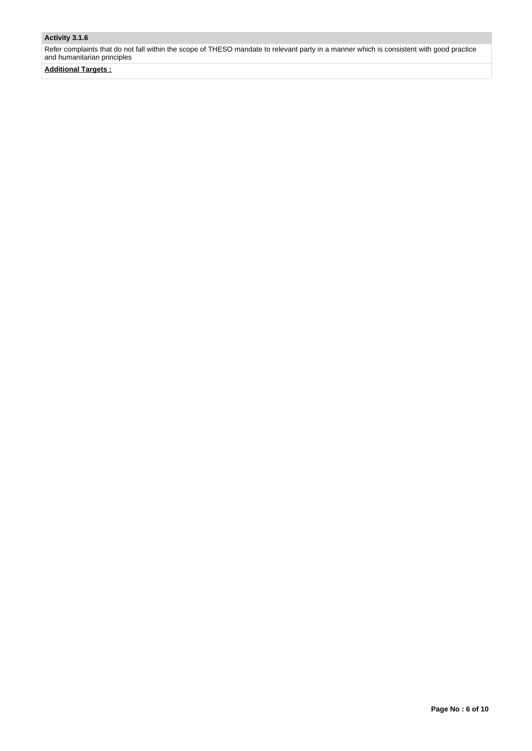**Activity 3.1.6**

Refer complaints that do not fall within the scope of THESO mandate to relevant party in a manner which is consistent with good practice and humanitarian principles

**Additional Targets :**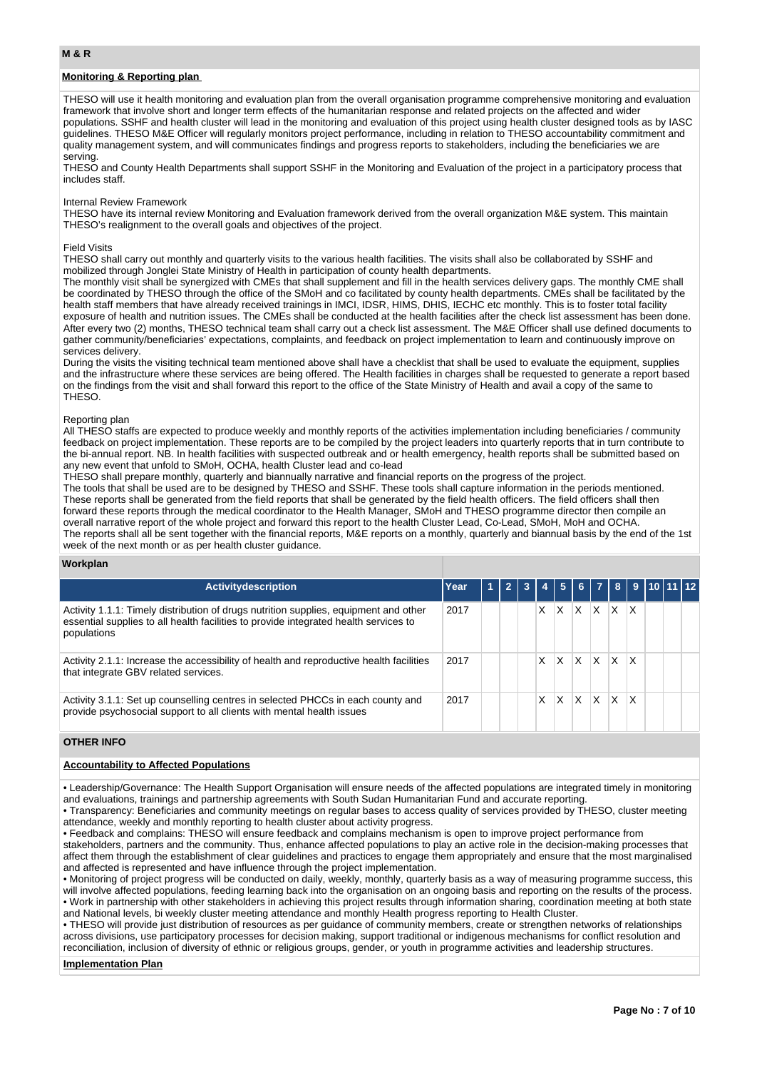## M & R

### Monitoring & Reporting plan

THESO will use it health monitoring and evaluation plan from the overall organisation programme comprehensive monitoring and evaluation framework that involve short and longer term effects of the humanitarian response and related projects on the affected and wider populations. SSHF and health cluster will lead in the monitoring and evaluation of this project using health cluster designed tools as by IASC guidelines. THESO M&E Officer will regularly monitors project performance, including in relation to THESO accountability commitment and quality management system, and will communicates findings and progress reports to stakeholders, including the beneficiaries we are serving.
THESO and County Health Departments shall support SSHF in the Monitoring and Evaluation of the project in a participatory process that includes staff.

Internal Review Framework
THESO have its internal review Monitoring and Evaluation framework derived from the overall organization M&E system. This maintain THESO's realignment to the overall goals and objectives of the project.

Field Visits
THESO shall carry out monthly and quarterly visits to the various health facilities. The visits shall also be collaborated by SSHF and mobilized through Jonglei State Ministry of Health in participation of county health departments.
The monthly visit shall be synergized with CMEs that shall supplement and fill in the health services delivery gaps. The monthly CME shall be coordinated by THESO through the office of the SMoH and co facilitated by county health departments. CMEs shall be facilitated by the health staff members that have already received trainings in IMCI, IDSR, HIMS, DHIS, IECHC etc monthly. This is to foster total facility exposure of health and nutrition issues. The CMEs shall be conducted at the health facilities after the check list assessment has been done. After every two (2) months, THESO technical team shall carry out a check list assessment. The M&E Officer shall use defined documents to gather community/beneficiaries' expectations, complaints, and feedback on project implementation to learn and continuously improve on services delivery.
During the visits the visiting technical team mentioned above shall have a checklist that shall be used to evaluate the equipment, supplies and the infrastructure where these services are being offered. The Health facilities in charges shall be requested to generate a report based on the findings from the visit and shall forward this report to the office of the State Ministry of Health and avail a copy of the same to THESO.

Reporting plan
All THESO staffs are expected to produce weekly and monthly reports of the activities implementation including beneficiaries / community feedback on project implementation. These reports are to be compiled by the project leaders into quarterly reports that in turn contribute to the bi-annual report. NB. In health facilities with suspected outbreak and or health emergency, health reports shall be submitted based on any new event that unfold to SMoH, OCHA, health Cluster lead and co-lead
THESO shall prepare monthly, quarterly and biannually narrative and financial reports on the progress of the project.
The tools that shall be used are to be designed by THESO and SSHF. These tools shall capture information in the periods mentioned. These reports shall be generated from the field reports that shall be generated by the field health officers. The field officers shall then forward these reports through the medical coordinator to the Health Manager, SMoH and THESO programme director then compile an overall narrative report of the whole project and forward this report to the health Cluster Lead, Co-Lead, SMoH, MoH and OCHA.
The reports shall all be sent together with the financial reports, M&E reports on a monthly, quarterly and biannual basis by the end of the 1st week of the next month or as per health cluster guidance.

### Workplan

| Activitydescription | Year | 1 | 2 | 3 | 4 | 5 | 6 | 7 | 8 | 9 | 10 | 11 | 12 |
|---|---|---|---|---|---|---|---|---|---|---|---|---|---|
| Activity 1.1.1: Timely distribution of drugs nutrition supplies, equipment and other essential supplies to all health facilities to provide integrated health services to populations | 2017 | | | | X | X | X | X | X | X | | | |
| Activity 2.1.1: Increase the accessibility of health and reproductive health facilities that integrate GBV related services. | 2017 | | | | X | X | X | X | X | X | | | |
| Activity 3.1.1: Set up counselling centres in selected PHCCs in each county and provide psychosocial support to all clients with mental health issues | 2017 | | | | X | X | X | X | X | X | | | |

## OTHER INFO

### Accountability to Affected Populations

• Leadership/Governance: The Health Support Organisation will ensure needs of the affected populations are integrated timely in monitoring and evaluations, trainings and partnership agreements with South Sudan Humanitarian Fund and accurate reporting.
• Transparency: Beneficiaries and community meetings on regular bases to access quality of services provided by THESO, cluster meeting attendance, weekly and monthly reporting to health cluster about activity progress.
• Feedback and complains: THESO will ensure feedback and complains mechanism is open to improve project performance from stakeholders, partners and the community. Thus, enhance affected populations to play an active role in the decision-making processes that affect them through the establishment of clear guidelines and practices to engage them appropriately and ensure that the most marginalised and affected is represented and have influence through the project implementation.
• Monitoring of project progress will be conducted on daily, weekly, monthly, quarterly basis as a way of measuring programme success, this will involve affected populations, feeding learning back into the organisation on an ongoing basis and reporting on the results of the process.
• Work in partnership with other stakeholders in achieving this project results through information sharing, coordination meeting at both state and National levels, bi weekly cluster meeting attendance and monthly Health progress reporting to Health Cluster.
• THESO will provide just distribution of resources as per guidance of community members, create or strengthen networks of relationships across divisions, use participatory processes for decision making, support traditional or indigenous mechanisms for conflict resolution and reconciliation, inclusion of diversity of ethnic or religious groups, gender, or youth in programme activities and leadership structures.

### Implementation Plan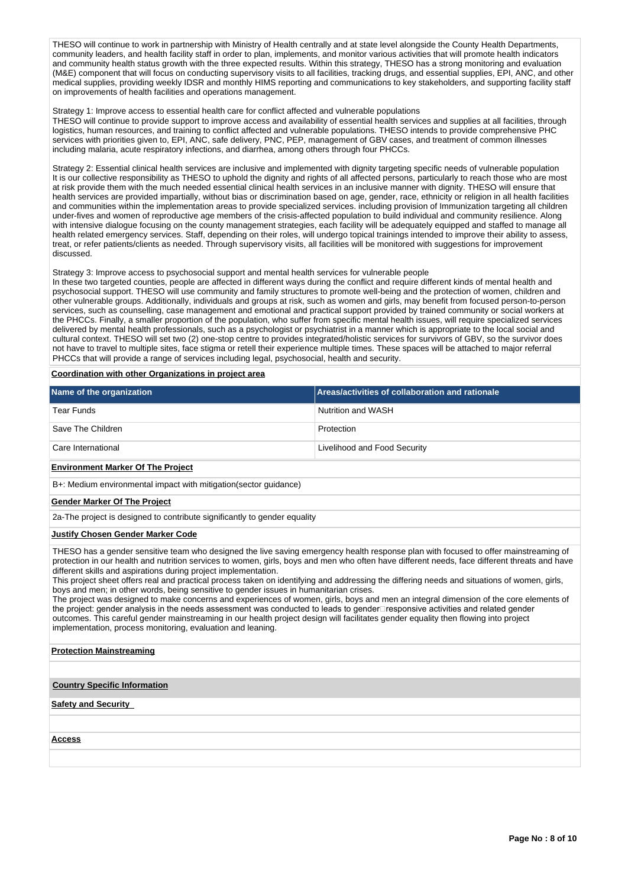THESO will continue to work in partnership with Ministry of Health centrally and at state level alongside the County Health Departments, community leaders, and health facility staff in order to plan, implements, and monitor various activities that will promote health indicators and community health status growth with the three expected results. Within this strategy, THESO has a strong monitoring and evaluation (M&E) component that will focus on conducting supervisory visits to all facilities, tracking drugs, and essential supplies, EPI, ANC, and other medical supplies, providing weekly IDSR and monthly HIMS reporting and communications to key stakeholders, and supporting facility staff on improvements of health facilities and operations management.

Strategy 1: Improve access to essential health care for conflict affected and vulnerable populations
THESO will continue to provide support to improve access and availability of essential health services and supplies at all facilities, through logistics, human resources, and training to conflict affected and vulnerable populations. THESO intends to provide comprehensive PHC services with priorities given to, EPI, ANC, safe delivery, PNC, PEP, management of GBV cases, and treatment of common illnesses including malaria, acute respiratory infections, and diarrhea, among others through four PHCCs.

Strategy 2: Essential clinical health services are inclusive and implemented with dignity targeting specific needs of vulnerable population
It is our collective responsibility as THESO to uphold the dignity and rights of all affected persons, particularly to reach those who are most at risk provide them with the much needed essential clinical health services in an inclusive manner with dignity. THESO will ensure that health services are provided impartially, without bias or discrimination based on age, gender, race, ethnicity or religion in all health facilities and communities within the implementation areas to provide specialized services. including provision of Immunization targeting all children under-fives and women of reproductive age members of the crisis-affected population to build individual and community resilience. Along with intensive dialogue focusing on the county management strategies, each facility will be adequately equipped and staffed to manage all health related emergency services. Staff, depending on their roles, will undergo topical trainings intended to improve their ability to assess, treat, or refer patients/clients as needed. Through supervisory visits, all facilities will be monitored with suggestions for improvement discussed.

Strategy 3: Improve access to psychosocial support and mental health services for vulnerable people
In these two targeted counties, people are affected in different ways during the conflict and require different kinds of mental health and psychosocial support. THESO will use community and family structures to promote well-being and the protection of women, children and other vulnerable groups. Additionally, individuals and groups at risk, such as women and girls, may benefit from focused person-to-person services, such as counselling, case management and emotional and practical support provided by trained community or social workers at the PHCCs. Finally, a smaller proportion of the population, who suffer from specific mental health issues, will require specialized services delivered by mental health professionals, such as a psychologist or psychiatrist in a manner which is appropriate to the local social and cultural context. THESO will set two (2) one-stop centre to provides integrated/holistic services for survivors of GBV, so the survivor does not have to travel to multiple sites, face stigma or retell their experience multiple times. These spaces will be attached to major referral PHCCs that will provide a range of services including legal, psychosocial, health and security.

**Coordination with other Organizations in project area**

| Name of the organization | Areas/activities of collaboration and rationale |
|---|---|
| Tear Funds | Nutrition and WASH |
| Save The Children | Protection |
| Care International | Livelihood and Food Security |

**Environment Marker Of The Project**

B+: Medium environmental impact with mitigation(sector guidance)

**Gender Marker Of The Project**

2a-The project is designed to contribute significantly to gender equality

**Justify Chosen Gender Marker Code**

THESO has a gender sensitive team who designed the live saving emergency health response plan with focused to offer mainstreaming of protection in our health and nutrition services to women, girls, boys and men who often have different needs, face different threats and have different skills and aspirations during project implementation.
This project sheet offers real and practical process taken on identifying and addressing the differing needs and situations of women, girls, boys and men; in other words, being sensitive to gender issues in humanitarian crises.
The project was designed to make concerns and experiences of women, girls, boys and men an integral dimension of the core elements of the project: gender analysis in the needs assessment was conducted to leads to gender□responsive activities and related gender outcomes. This careful gender mainstreaming in our health project design will facilitates gender equality then flowing into project implementation, process monitoring, evaluation and leaning.

**Protection Mainstreaming**

**Country Specific Information**

**Safety and Security**

**Access**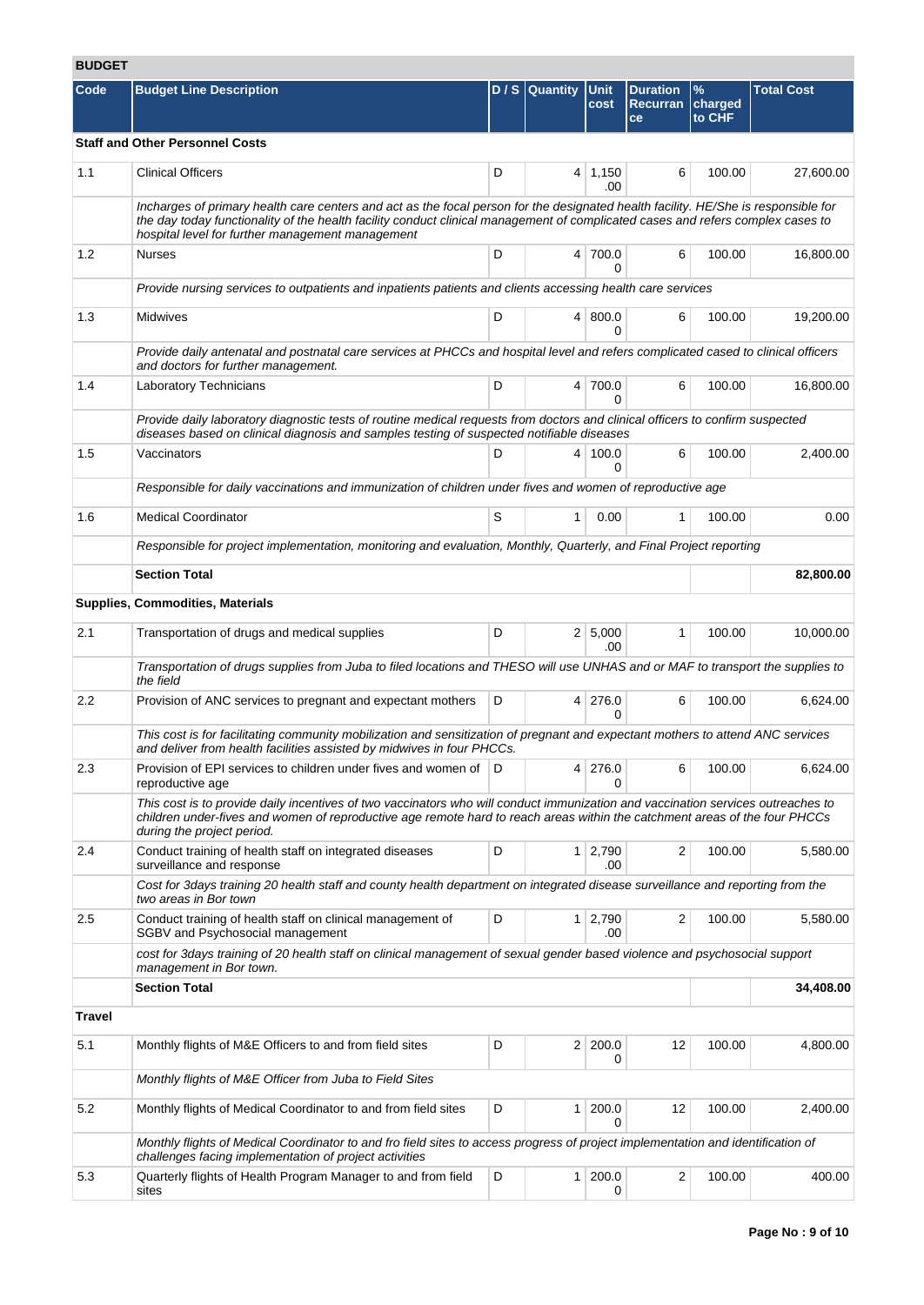## BUDGET

| Code | Budget Line Description | D / S | Quantity | Unit cost | Duration Recurrance | % charged to CHF | Total Cost |
|---|---|---|---|---|---|---|---|
| **Staff and Other Personnel Costs** | | | | | | | |
| 1.1 | Clinical Officers | D | 4 | 1,150.00 | 6 | 100.00 | 27,600.00 |
| | *Incharges of primary health care centers and act as the focal person for the designated health facility. He/She is responsible for the day today functionality of the health facility conduct clinical management of complicated cases and refers complex cases to hospital level for further management management* | | | | | | |
| 1.2 | Nurses | D | 4 | 700.00 | 6 | 100.00 | 16,800.00 |
| | *Provide nursing services to outpatients and inpatients patients and clients accessing health care services* | | | | | | |
| 1.3 | Midwives | D | 4 | 800.00 | 6 | 100.00 | 19,200.00 |
| | *Provide daily antenatal and postnatal care services at PHCCs and hospital level and refers complicated cased to clinical officers and doctors for further management.* | | | | | | |
| 1.4 | Laboratory Technicians | D | 4 | 700.00 | 6 | 100.00 | 16,800.00 |
| | *Provide daily laboratory diagnostic tests of routine medical requests from doctors and clinical officers to confirm suspected diseases based on clinical diagnosis and samples testing of suspected notifiable diseases* | | | | | | |
| 1.5 | Vaccinators | D | 4 | 100.00 | 6 | 100.00 | 2,400.00 |
| | *Responsible for daily vaccinations and immunization of children under fives and women of reproductive age* | | | | | | |
| 1.6 | Medical Coordinator | S | 1 | 0.00 | 1 | 100.00 | 0.00 |
| | *Responsible for project implementation, monitoring and evaluation, Monthly, Quarterly, and Final Project reporting* | | | | | | |
| | **Section Total** | | | | | | **82,800.00** |
| **Supplies, Commodities, Materials** | | | | | | | |
| 2.1 | Transportation of drugs and medical supplies | D | 2 | 5,000.00 | 1 | 100.00 | 10,000.00 |
| | *Transportation of drugs supplies from Juba to filed locations and THESO will use UNHAS and or MAF to transport the supplies to the field* | | | | | | |
| 2.2 | Provision of ANC services to pregnant and expectant mothers | D | 4 | 276.00 | 6 | 100.00 | 6,624.00 |
| | *This cost is for facilitating community mobilization and sensitization of pregnant and expectant mothers to attend ANC services and deliver from health facilities assisted by midwives in four PHCCs.* | | | | | | |
| 2.3 | Provision of EPI services to children under fives and women of reproductive age | D | 4 | 276.00 | 6 | 100.00 | 6,624.00 |
| | *This cost is to provide daily incentives of two vaccinators who will conduct immunization and vaccination services outreaches to children under-fives and women of reproductive age remote hard to reach areas within the catchment areas of the four PHCCs during the project period.* | | | | | | |
| 2.4 | Conduct training of health staff on integrated diseases surveillance and response | D | 1 | 2,790.00 | 2 | 100.00 | 5,580.00 |
| | *Cost for 3days training 20 health staff and county health department on integrated disease surveillance and reporting from the two areas in Bor town* | | | | | | |
| 2.5 | Conduct training of health staff on clinical management of SGBV and Psychosocial management | D | 1 | 2,790.00 | 2 | 100.00 | 5,580.00 |
| | *cost for 3days training of 20 health staff on clinical management of sexual gender based violence and psychosocial support management in Bor town.* | | | | | | |
| | **Section Total** | | | | | | **34,408.00** |
| **Travel** | | | | | | | |
| 5.1 | Monthly flights of M&E Officers to and from field sites | D | 2 | 200.00 | 12 | 100.00 | 4,800.00 |
| | *Monthly flights of M&E Officer from Juba to Field Sites* | | | | | | |
| 5.2 | Monthly flights of Medical Coordinator to and from field sites | D | 1 | 200.00 | 12 | 100.00 | 2,400.00 |
| | *Monthly flights of Medical Coordinator to and fro field sites to access progress of project implementation and identification of challenges facing implementation of project activities* | | | | | | |
| 5.3 | Quarterly flights of Health Program Manager to and from field sites | D | 1 | 200.00 | 2 | 100.00 | 400.00 |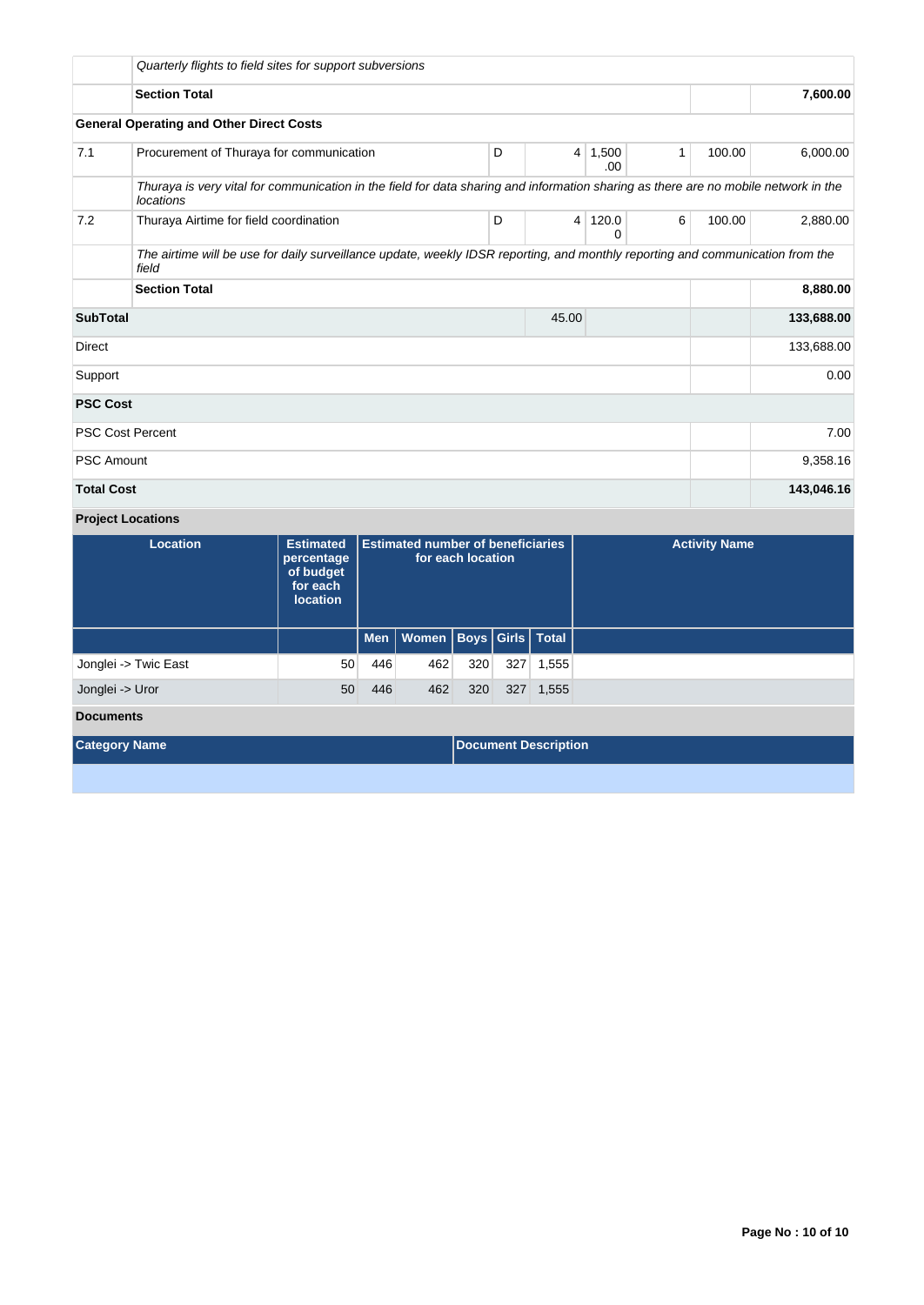| | | | | | | | |
|---|---|---|---|---|---|---|---|
| | *Quarterly flights to field sites for support subversions* | | | | | | |
| | **Section Total** | | | | | | **7,600.00** |
| **General Operating and Other Direct Costs** | | | | | | | |
| 7.1 | Procurement of Thuraya for communication | D | 4 | 1,500.00 | 1 | 100.00 | 6,000.00 |
| | *Thuraya is very vital for communication in the field for data sharing and information sharing as there are no mobile network in the locations* | | | | | | |
| 7.2 | Thuraya Airtime for field coordination | D | 4 | 120.00 | 6 | 100.00 | 2,880.00 |
| | *The airtime will be use for daily surveillance update, weekly IDSR reporting, and monthly reporting and communication from the field* | | | | | | |
| | **Section Total** | | | | | | **8,880.00** |
| **SubTotal** | | | 45.00 | | | | **133,688.00** |
| Direct | | | | | | | 133,688.00 |
| Support | | | | | | | 0.00 |
| **PSC Cost** | | | | | | | |
| PSC Cost Percent | | | | | | | 7.00 |
| PSC Amount | | | | | | | 9,358.16 |
| **Total Cost** | | | | | | | **143,046.16** |

**Project Locations**

| Location | Estimated percentage of budget for each location | Estimated number of beneficiaries for each location | | | | | Activity Name |
|---|---|---|---|---|---|---|---|
| | | Men | Women | Boys | Girls | Total | |
| Jonglei -> Twic East | 50 | 446 | 462 | 320 | 327 | 1,555 | |
| Jonglei -> Uror | 50 | 446 | 462 | 320 | 327 | 1,555 | |

**Documents**

| Category Name | Document Description |
|---|---|
| | |